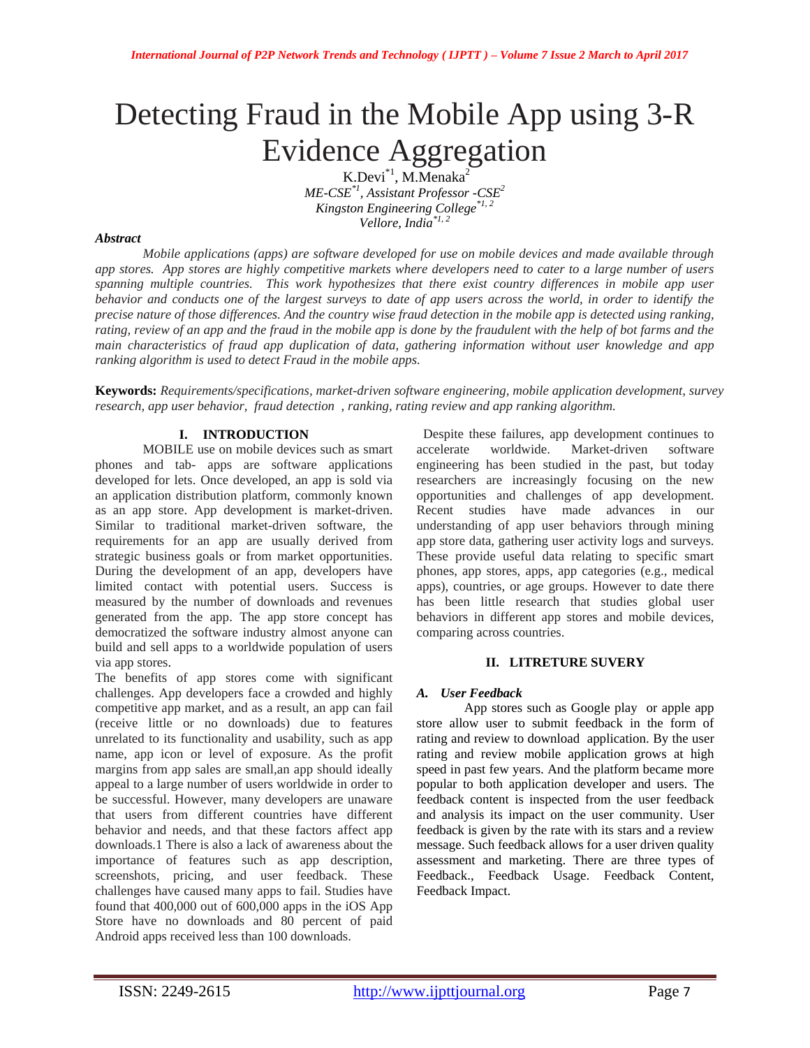# Detecting Fraud in the Mobile App using 3-R Evidence Aggregation

K.Devi[*1], M.Menaka[2]

*ME-CSE[*1], Assistant Professor -CSE[2]*
*Kingston Engineering College[*1, 2]*
*Vellore, India[*1, 2]*

***Abstract***

*Mobile applications (apps) are software developed for use on mobile devices and made available through app stores. App stores are highly competitive markets where developers need to cater to a large number of users spanning multiple countries. This work hypothesizes that there exist country differences in mobile app user behavior and conducts one of the largest surveys to date of app users across the world, in order to identify the precise nature of those differences. And the country wise fraud detection in the mobile app is detected using ranking, rating, review of an app and the fraud in the mobile app is done by the fraudulent with the help of bot farms and the main characteristics of fraud app duplication of data, gathering information without user knowledge and app ranking algorithm is used to detect Fraud in the mobile apps.*

**Keywords:** *Requirements/specifications, market-driven software engineering, mobile application development, survey research, app user behavior, fraud detection , ranking, rating review and app ranking algorithm.*

## I. INTRODUCTION

MOBILE use on mobile devices such as smart phones and tab- apps are software applications developed for lets. Once developed, an app is sold via an application distribution platform, commonly known as an app store. App development is market-driven. Similar to traditional market-driven software, the requirements for an app are usually derived from strategic business goals or from market opportunities. During the development of an app, developers have limited contact with potential users. Success is measured by the number of downloads and revenues generated from the app. The app store concept has democratized the software industry almost anyone can build and sell apps to a worldwide population of users via app stores.

The benefits of app stores come with significant challenges. App developers face a crowded and highly competitive app market, and as a result, an app can fail (receive little or no downloads) due to features unrelated to its functionality and usability, such as app name, app icon or level of exposure. As the profit margins from app sales are small,an app should ideally appeal to a large number of users worldwide in order to be successful. However, many developers are unaware that users from different countries have different behavior and needs, and that these factors affect app downloads.1 There is also a lack of awareness about the importance of features such as app description, screenshots, pricing, and user feedback. These challenges have caused many apps to fail. Studies have found that 400,000 out of 600,000 apps in the iOS App Store have no downloads and 80 percent of paid Android apps received less than 100 downloads.

Despite these failures, app development continues to accelerate worldwide. Market-driven software engineering has been studied in the past, but today researchers are increasingly focusing on the new opportunities and challenges of app development. Recent studies have made advances in our understanding of app user behaviors through mining app store data, gathering user activity logs and surveys. These provide useful data relating to specific smart phones, app stores, apps, app categories (e.g., medical apps), countries, or age groups. However to date there has been little research that studies global user behaviors in different app stores and mobile devices, comparing across countries.

## II. LITRETURE SUVERY

### *A. User Feedback*

App stores such as Google play or apple app store allow user to submit feedback in the form of rating and review to download application. By the user rating and review mobile application grows at high speed in past few years. And the platform became more popular to both application developer and users. The feedback content is inspected from the user feedback and analysis its impact on the user community. User feedback is given by the rate with its stars and a review message. Such feedback allows for a user driven quality assessment and marketing. There are three types of Feedback., Feedback Usage. Feedback Content, Feedback Impact.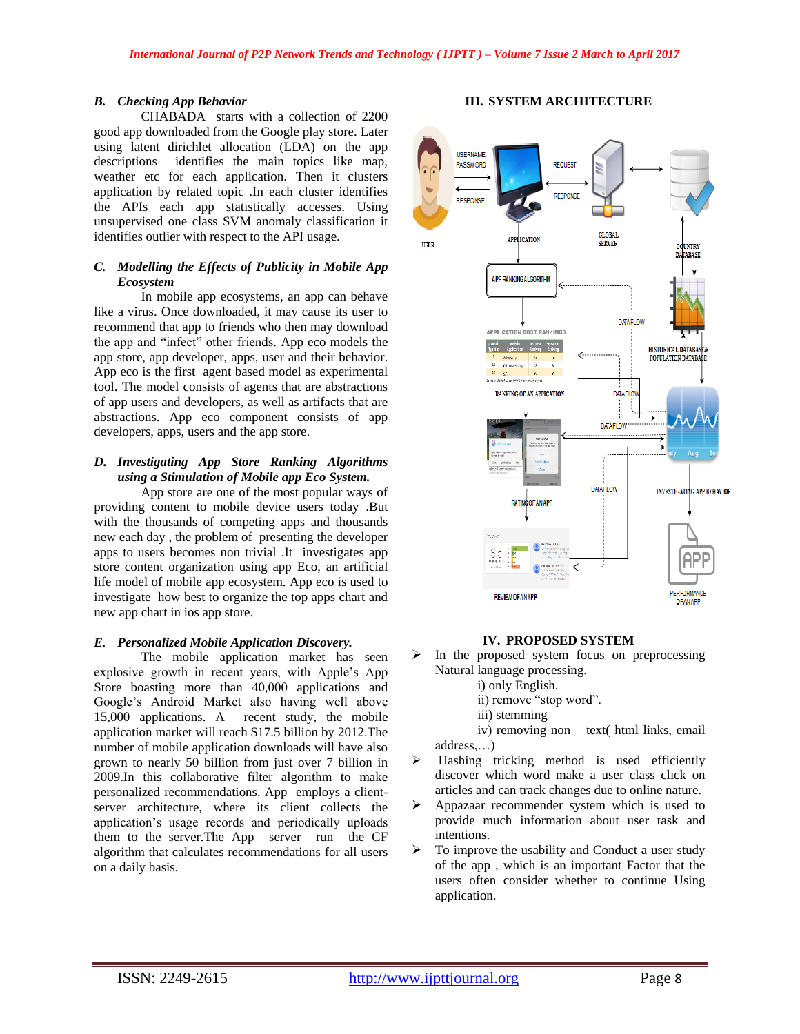### B. Checking App Behavior

CHABADA starts with a collection of 2200 good app downloaded from the Google play store. Later using latent dirichlet allocation (LDA) on the app descriptions identifies the main topics like map, weather etc for each application. Then it clusters application by related topic .In each cluster identifies the APIs each app statistically accesses. Using unsupervised one class SVM anomaly classification it identifies outlier with respect to the API usage.

### C. Modelling the Effects of Publicity in Mobile App Ecosystem

In mobile app ecosystems, an app can behave like a virus. Once downloaded, it may cause its user to recommend that app to friends who then may download the app and "infect" other friends. App eco models the app store, app developer, apps, user and their behavior. App eco is the first agent based model as experimental tool. The model consists of agents that are abstractions of app users and developers, as well as artifacts that are abstractions. App eco component consists of app developers, apps, users and the app store.

### D. Investigating App Store Ranking Algorithms using a Stimulation of Mobile app Eco System.

App store are one of the most popular ways of providing content to mobile device users today .But with the thousands of competing apps and thousands new each day , the problem of presenting the developer apps to users becomes non trivial .It investigates app store content organization using app Eco, an artificial life model of mobile app ecosystem. App eco is used to investigate how best to organize the top apps chart and new app chart in ios app store.

### E. Personalized Mobile Application Discovery.

The mobile application market has seen explosive growth in recent years, with Apple's App Store boasting more than 40,000 applications and Google's Android Market also having well above 15,000 applications. A recent study, the mobile application market will reach $17.5 billion by 2012.The number of mobile application downloads will have also grown to nearly 50 billion from just over 7 billion in 2009.In this collaborative filter algorithm to make personalized recommendations. App employs a client-server architecture, where its client collects the application's usage records and periodically uploads them to the server.The App server run the CF algorithm that calculates recommendations for all users on a daily basis.

## III. SYSTEM ARCHITECTURE

## IV. PROPOSED SYSTEM

- In the proposed system focus on preprocessing Natural language processing.
  - i) only English.
  - ii) remove "stop word".
  - iii) stemming
  - iv) removing non – text( html links, email address,…)
- Hashing tricking method is used efficiently discover which word make a user class click on articles and can track changes due to online nature.
- Appazaar recommender system which is used to provide much information about user task and intentions.
- To improve the usability and Conduct a user study of the app , which is an important Factor that the users often consider whether to continue Using application.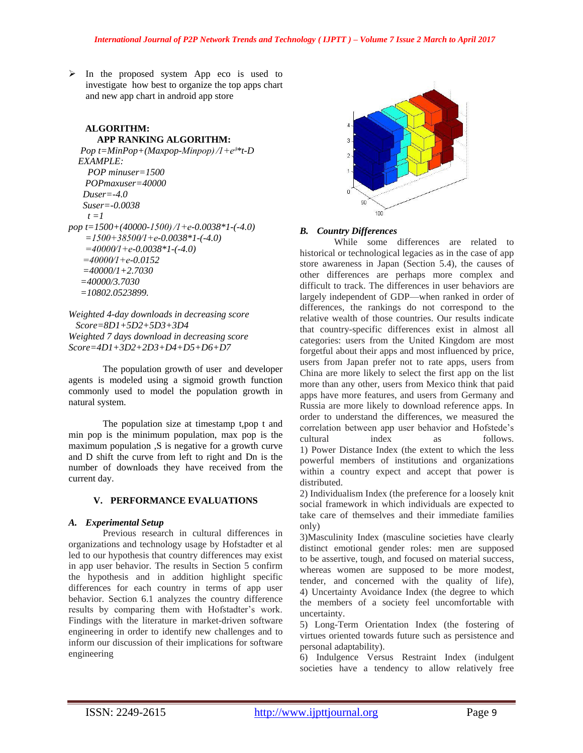- In the proposed system App eco is used to investigate how best to organize the top apps chart and new app chart in android app store

**ALGORITHM:**

**APP RANKING ALGORITHM:**

*Pop t=MinPop+(Maxpop-Minpop) /1+e^δ*t-D*

*EXAMPLE:*

*POP minuser=1500*

*POPmaxuser=40000*

*Duser=-4.0*

*Suser=-0.0038*

*t =1*

*pop t=1500+(40000-1500) /1+e-0.0038*1-(-4.0)*

*=1500+38500/1+e-0.0038*1-(-4.0)*

*=40000/1+e-0.0038*1-(-4.0)*

*=40000/1+e-0.0152*

*=40000/1+2.7030*

*=40000/3.7030*

*=10802.0523899.*

*Weighted 4-day downloads in decreasing score*

*Score=8D1+5D2+5D3+3D4*

*Weighted 7 days download in decreasing score*

*Score=4D1+3D2+2D3+D4+D5+D6+D7*

The population growth of user and developer agents is modeled using a sigmoid growth function commonly used to model the population growth in natural system.

The population size at timestamp t,pop t and min pop is the minimum population, max pop is the maximum population ,S is negative for a growth curve and D shift the curve from left to right and Dn is the number of downloads they have received from the current day.

## V. PERFORMANCE EVALUATIONS

### *A. Experimental Setup*

Previous research in cultural differences in organizations and technology usage by Hofstadter et al led to our hypothesis that country differences may exist in app user behavior. The results in Section 5 confirm the hypothesis and in addition highlight specific differences for each country in terms of app user behavior. Section 6.1 analyzes the country difference results by comparing them with Hofstadter's work. Findings with the literature in market-driven software engineering in order to identify new challenges and to inform our discussion of their implications for software engineering

### *B. Country Differences*

While some differences are related to historical or technological legacies as in the case of app store awareness in Japan (Section 5.4), the causes of other differences are perhaps more complex and difficult to track. The differences in user behaviors are largely independent of GDP—when ranked in order of differences, the rankings do not correspond to the relative wealth of those countries. Our results indicate that country-specific differences exist in almost all categories: users from the United Kingdom are most forgetful about their apps and most influenced by price, users from Japan prefer not to rate apps, users from China are more likely to select the first app on the list more than any other, users from Mexico think that paid apps have more features, and users from Germany and Russia are more likely to download reference apps. In order to understand the differences, we measured the correlation between app user behavior and Hofstede's cultural index as follows.

1) Power Distance Index (the extent to which the less powerful members of institutions and organizations within a country expect and accept that power is distributed.

2) Individualism Index (the preference for a loosely knit social framework in which individuals are expected to take care of themselves and their immediate families only)

3)Masculinity Index (masculine societies have clearly distinct emotional gender roles: men are supposed to be assertive, tough, and focused on material success, whereas women are supposed to be more modest, tender, and concerned with the quality of life),

4) Uncertainty Avoidance Index (the degree to which the members of a society feel uncomfortable with uncertainty.

5) Long-Term Orientation Index (the fostering of virtues oriented towards future such as persistence and personal adaptability).

6) Indulgence Versus Restraint Index (indulgent societies have a tendency to allow relatively free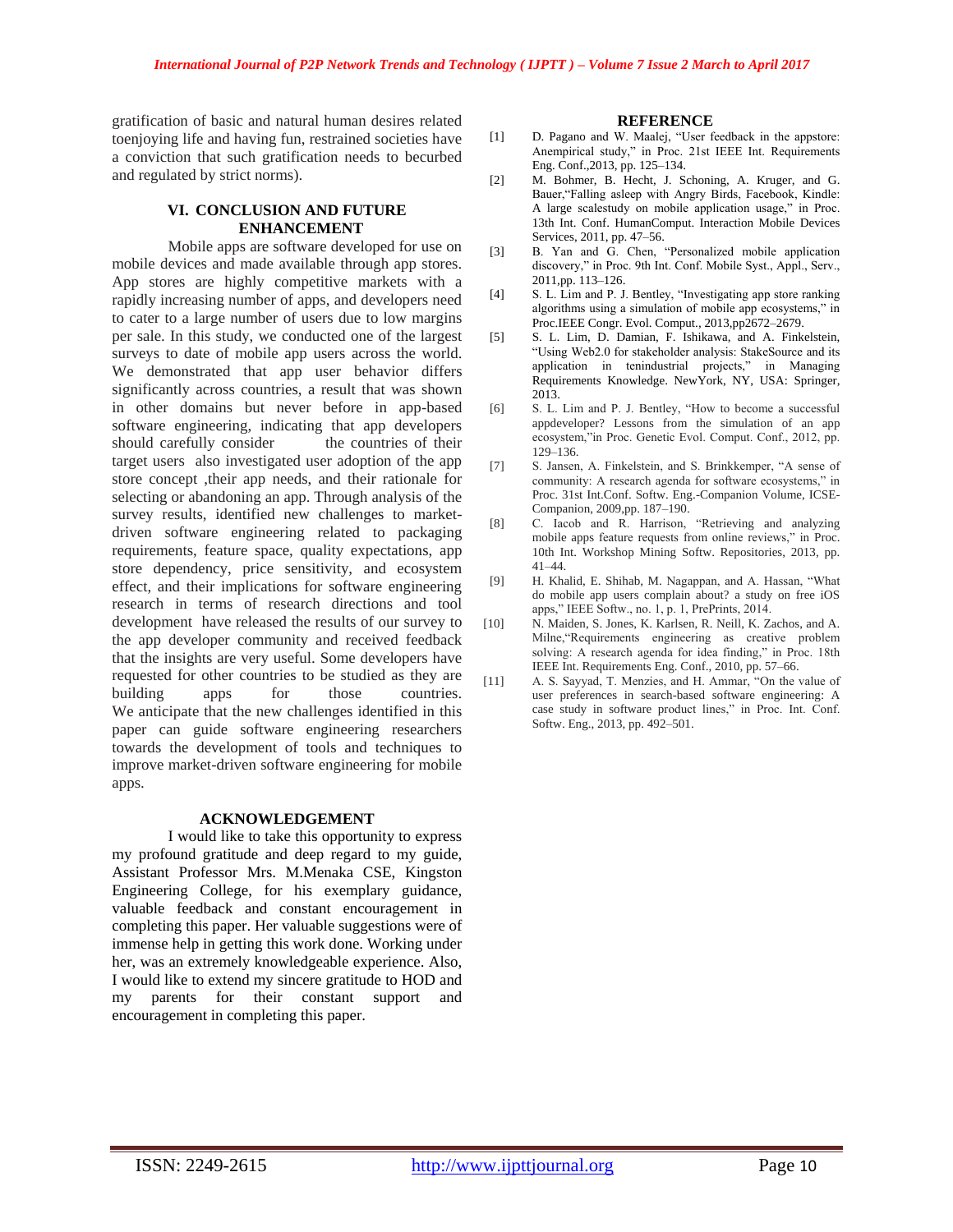gratification of basic and natural human desires related toenjoying life and having fun, restrained societies have a conviction that such gratification needs to becurbed and regulated by strict norms).

## VI. CONCLUSION AND FUTURE ENHANCEMENT

Mobile apps are software developed for use on mobile devices and made available through app stores. App stores are highly competitive markets with a rapidly increasing number of apps, and developers need to cater to a large number of users due to low margins per sale. In this study, we conducted one of the largest surveys to date of mobile app users across the world. We demonstrated that app user behavior differs significantly across countries, a result that was shown in other domains but never before in app-based software engineering, indicating that app developers should carefully consider the countries of their target users also investigated user adoption of the app store concept ,their app needs, and their rationale for selecting or abandoning an app. Through analysis of the survey results, identified new challenges to market-driven software engineering related to packaging requirements, feature space, quality expectations, app store dependency, price sensitivity, and ecosystem effect, and their implications for software engineering research in terms of research directions and tool development have released the results of our survey to the app developer community and received feedback that the insights are very useful. Some developers have requested for other countries to be studied as they are building apps for those countries. We anticipate that the new challenges identified in this paper can guide software engineering researchers towards the development of tools and techniques to improve market-driven software engineering for mobile apps.

## ACKNOWLEDGEMENT

I would like to take this opportunity to express my profound gratitude and deep regard to my guide, Assistant Professor Mrs. M.Menaka CSE, Kingston Engineering College, for his exemplary guidance, valuable feedback and constant encouragement in completing this paper. Her valuable suggestions were of immense help in getting this work done. Working under her, was an extremely knowledgeable experience. Also, I would like to extend my sincere gratitude to HOD and my parents for their constant support and encouragement in completing this paper.

## REFERENCE

[1] D. Pagano and W. Maalej, "User feedback in the appstore: Anempirical study," in Proc. 21st IEEE Int. Requirements Eng. Conf.,2013, pp. 125–134.

[2] M. Bohmer, B. Hecht, J. Schoning, A. Kruger, and G. Bauer,"Falling asleep with Angry Birds, Facebook, Kindle: A large scalestudy on mobile application usage," in Proc. 13th Int. Conf. HumanComput. Interaction Mobile Devices Services, 2011, pp. 47–56.

[3] B. Yan and G. Chen, "Personalized mobile application discovery," in Proc. 9th Int. Conf. Mobile Syst., Appl., Serv., 2011,pp. 113–126.

[4] S. L. Lim and P. J. Bentley, "Investigating app store ranking algorithms using a simulation of mobile app ecosystems," in Proc.IEEE Congr. Evol. Comput., 2013,pp2672–2679.

[5] S. L. Lim, D. Damian, F. Ishikawa, and A. Finkelstein, "Using Web2.0 for stakeholder analysis: StakeSource and its application in tenindustrial projects," in Managing Requirements Knowledge. NewYork, NY, USA: Springer, 2013.

[6] S. L. Lim and P. J. Bentley, "How to become a successful appdeveloper? Lessons from the simulation of an app ecosystem,"in Proc. Genetic Evol. Comput. Conf., 2012, pp. 129–136.

[7] S. Jansen, A. Finkelstein, and S. Brinkkemper, "A sense of community: A research agenda for software ecosystems," in Proc. 31st Int.Conf. Softw. Eng.-Companion Volume, ICSE-Companion, 2009,pp. 187–190.

[8] C. Iacob and R. Harrison, "Retrieving and analyzing mobile apps feature requests from online reviews," in Proc. 10th Int. Workshop Mining Softw. Repositories, 2013, pp. 41–44.

[9] H. Khalid, E. Shihab, M. Nagappan, and A. Hassan, "What do mobile app users complain about? a study on free iOS apps," IEEE Softw., no. 1, p. 1, PrePrints, 2014.

[10] N. Maiden, S. Jones, K. Karlsen, R. Neill, K. Zachos, and A. Milne,"Requirements engineering as creative problem solving: A research agenda for idea finding," in Proc. 18th IEEE Int. Requirements Eng. Conf., 2010, pp. 57–66.

[11] A. S. Sayyad, T. Menzies, and H. Ammar, "On the value of user preferences in search-based software engineering: A case study in software product lines," in Proc. Int. Conf. Softw. Eng., 2013, pp. 492–501.